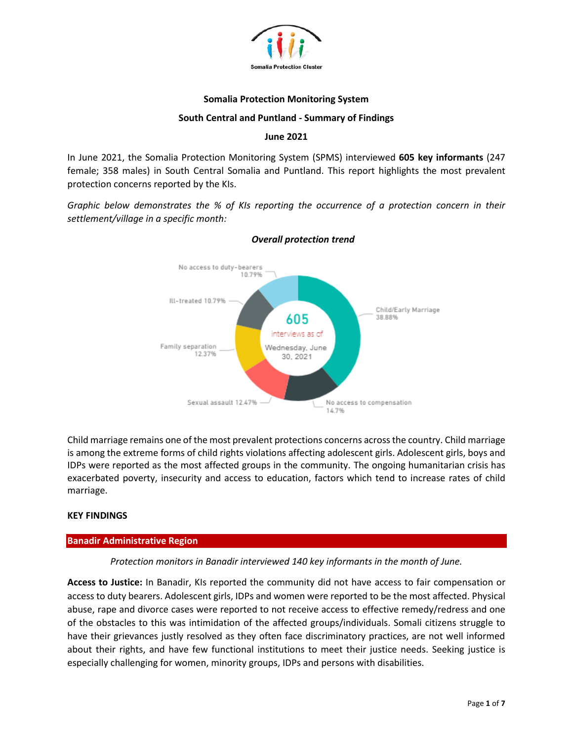Somalia Protection Cluster

**Somalia Protection Monitoring System**

**South Central and Puntland - Summary of Findings**

**June 2021**

In June 2021, the Somalia Protection Monitoring System (SPMS) interviewed **605 key informants** (247 female; 358 males) in South Central Somalia and Puntland. This report highlights the most prevalent protection concerns reported by the KIs.

*Graphic below demonstrates the % of KIs reporting the occurrence of a protection concern in their settlement/village in a specific month:*

***Overall protection trend***

605 interviews as of Wednesday, June 30, 2021

| Protection concern | % |
|---|---|
| Child/Early Marriage | 38.88% |
| No access to compensation | 14.7% |
| Sexual assault | 12.47% |
| Family separation | 12.37% |
| Ill-treated | 10.79% |
| No access to duty-bearers | 10.79% |

Child marriage remains one of the most prevalent protections concerns across the country. Child marriage is among the extreme forms of child rights violations affecting adolescent girls. Adolescent girls, boys and IDPs were reported as the most affected groups in the community. The ongoing humanitarian crisis has exacerbated poverty, insecurity and access to education, factors which tend to increase rates of child marriage.

**KEY FINDINGS**

## Banadir Administrative Region

*Protection monitors in Banadir interviewed 140 key informants in the month of June.*

**Access to Justice:** In Banadir, KIs reported the community did not have access to fair compensation or access to duty bearers. Adolescent girls, IDPs and women were reported to be the most affected. Physical abuse, rape and divorce cases were reported to not receive access to effective remedy/redress and one of the obstacles to this was intimidation of the affected groups/individuals. Somali citizens struggle to have their grievances justly resolved as they often face discriminatory practices, are not well informed about their rights, and have few functional institutions to meet their justice needs. Seeking justice is especially challenging for women, minority groups, IDPs and persons with disabilities.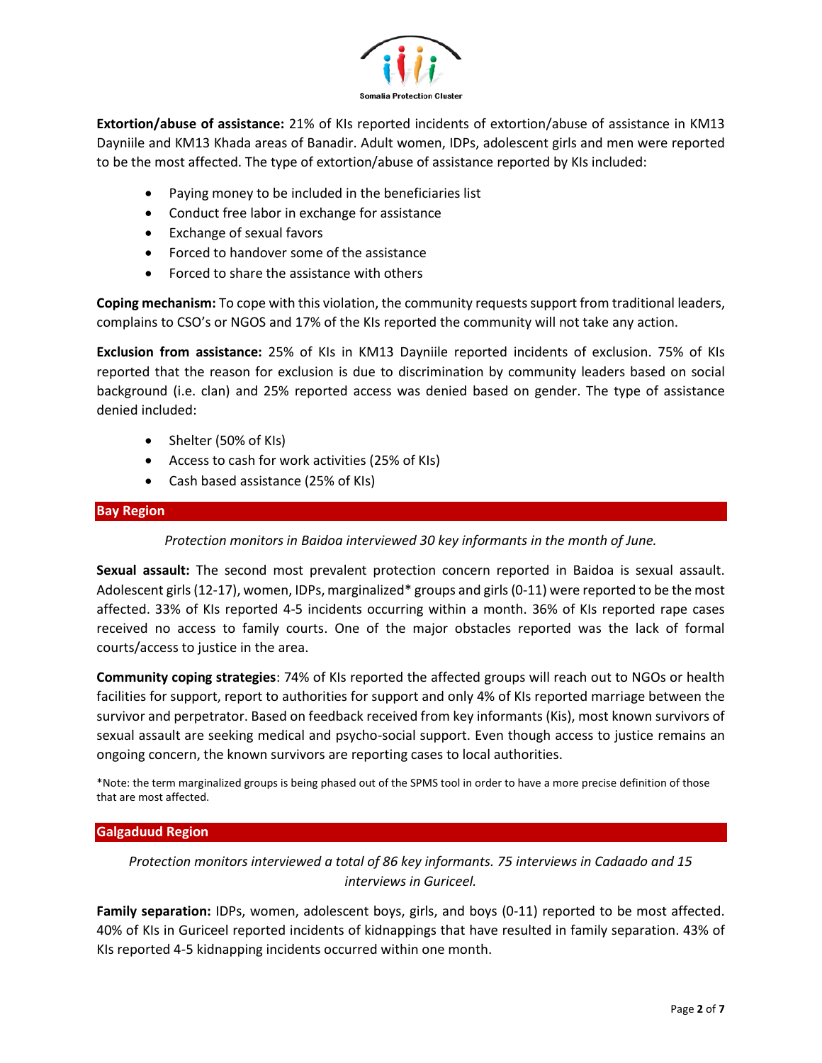**Extortion/abuse of assistance:** 21% of KIs reported incidents of extortion/abuse of assistance in KM13 Dayniile and KM13 Khada areas of Banadir. Adult women, IDPs, adolescent girls and men were reported to be the most affected. The type of extortion/abuse of assistance reported by KIs included:

- Paying money to be included in the beneficiaries list
- Conduct free labor in exchange for assistance
- Exchange of sexual favors
- Forced to handover some of the assistance
- Forced to share the assistance with others

**Coping mechanism:** To cope with this violation, the community requests support from traditional leaders, complains to CSO's or NGOS and 17% of the KIs reported the community will not take any action.

**Exclusion from assistance:** 25% of KIs in KM13 Dayniile reported incidents of exclusion. 75% of KIs reported that the reason for exclusion is due to discrimination by community leaders based on social background (i.e. clan) and 25% reported access was denied based on gender. The type of assistance denied included:

- Shelter (50% of KIs)
- Access to cash for work activities (25% of KIs)
- Cash based assistance (25% of KIs)

## Bay Region

*Protection monitors in Baidoa interviewed 30 key informants in the month of June.*

**Sexual assault:** The second most prevalent protection concern reported in Baidoa is sexual assault. Adolescent girls (12-17), women, IDPs, marginalized* groups and girls (0-11) were reported to be the most affected. 33% of KIs reported 4-5 incidents occurring within a month. 36% of KIs reported rape cases received no access to family courts. One of the major obstacles reported was the lack of formal courts/access to justice in the area.

**Community coping strategies**: 74% of KIs reported the affected groups will reach out to NGOs or health facilities for support, report to authorities for support and only 4% of KIs reported marriage between the survivor and perpetrator. Based on feedback received from key informants (Kis), most known survivors of sexual assault are seeking medical and psycho-social support. Even though access to justice remains an ongoing concern, the known survivors are reporting cases to local authorities.

*Note: the term marginalized groups is being phased out of the SPMS tool in order to have a more precise definition of those that are most affected.

## Galgaduud Region

*Protection monitors interviewed a total of 86 key informants. 75 interviews in Cadaado and 15 interviews in Guriceel.*

**Family separation:** IDPs, women, adolescent boys, girls, and boys (0-11) reported to be most affected. 40% of KIs in Guriceel reported incidents of kidnappings that have resulted in family separation. 43% of KIs reported 4-5 kidnapping incidents occurred within one month.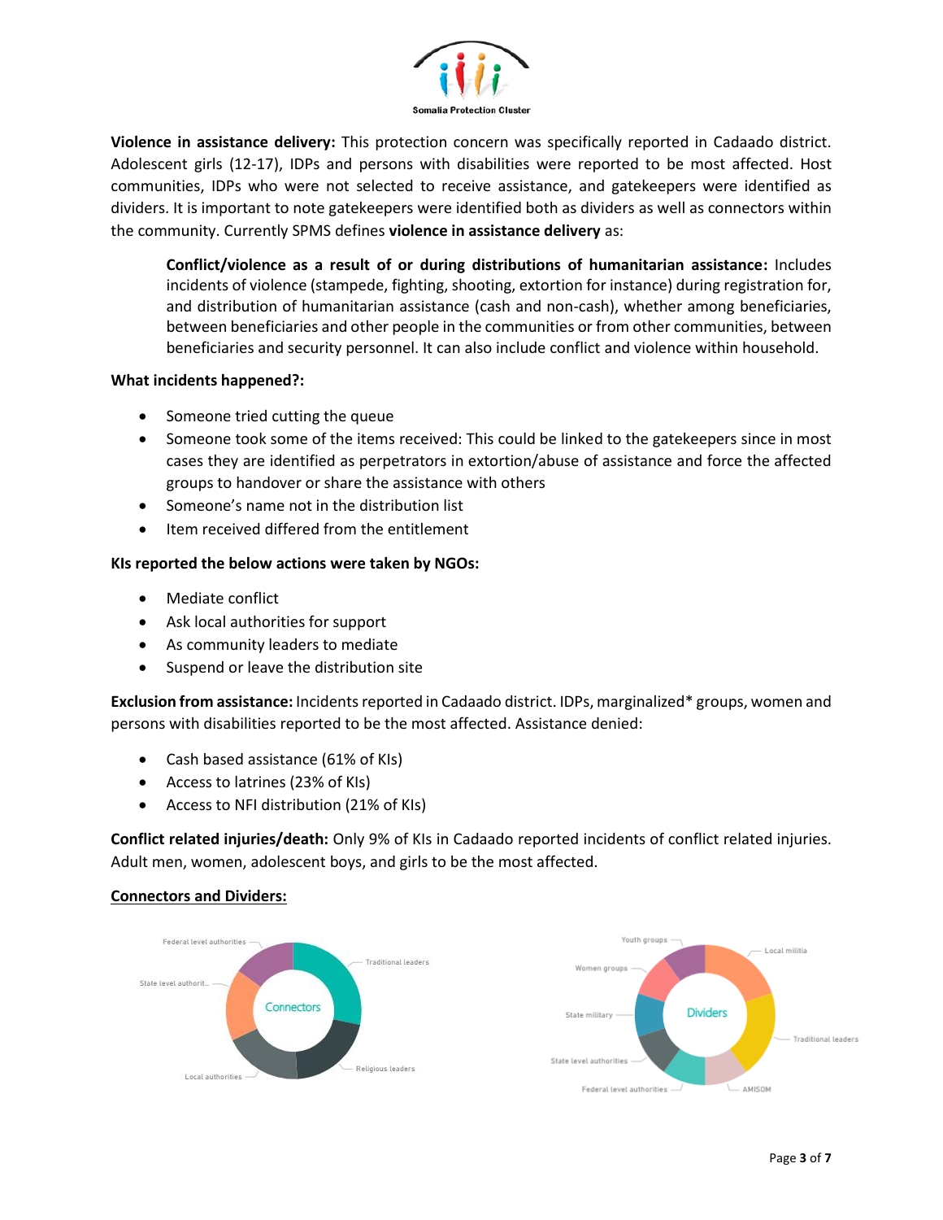**Violence in assistance delivery:** This protection concern was specifically reported in Cadaado district. Adolescent girls (12-17), IDPs and persons with disabilities were reported to be most affected. Host communities, IDPs who were not selected to receive assistance, and gatekeepers were identified as dividers. It is important to note gatekeepers were identified both as dividers as well as connectors within the community. Currently SPMS defines **violence in assistance delivery** as:

> **Conflict/violence as a result of or during distributions of humanitarian assistance:** Includes incidents of violence (stampede, fighting, shooting, extortion for instance) during registration for, and distribution of humanitarian assistance (cash and non-cash), whether among beneficiaries, between beneficiaries and other people in the communities or from other communities, between beneficiaries and security personnel. It can also include conflict and violence within household.

**What incidents happened?:**

- Someone tried cutting the queue
- Someone took some of the items received: This could be linked to the gatekeepers since in most cases they are identified as perpetrators in extortion/abuse of assistance and force the affected groups to handover or share the assistance with others
- Someone's name not in the distribution list
- Item received differed from the entitlement

**KIs reported the below actions were taken by NGOs:**

- Mediate conflict
- Ask local authorities for support
- As community leaders to mediate
- Suspend or leave the distribution site

**Exclusion from assistance:** Incidents reported in Cadaado district. IDPs, marginalized* groups, women and persons with disabilities reported to be the most affected. Assistance denied:

- Cash based assistance (61% of KIs)
- Access to latrines (23% of KIs)
- Access to NFI distribution (21% of KIs)

**Conflict related injuries/death:** Only 9% of KIs in Cadaado reported incidents of conflict related injuries. Adult men, women, adolescent boys, and girls to be the most affected.

## Connectors and Dividers:

Connectors: Traditional leaders, Religious leaders, Local authorities, State level authorit..., Federal level authorities

Dividers: Local militia, Traditional leaders, AMISOM, Federal level authorities, State level authorities, State military, Women groups, Youth groups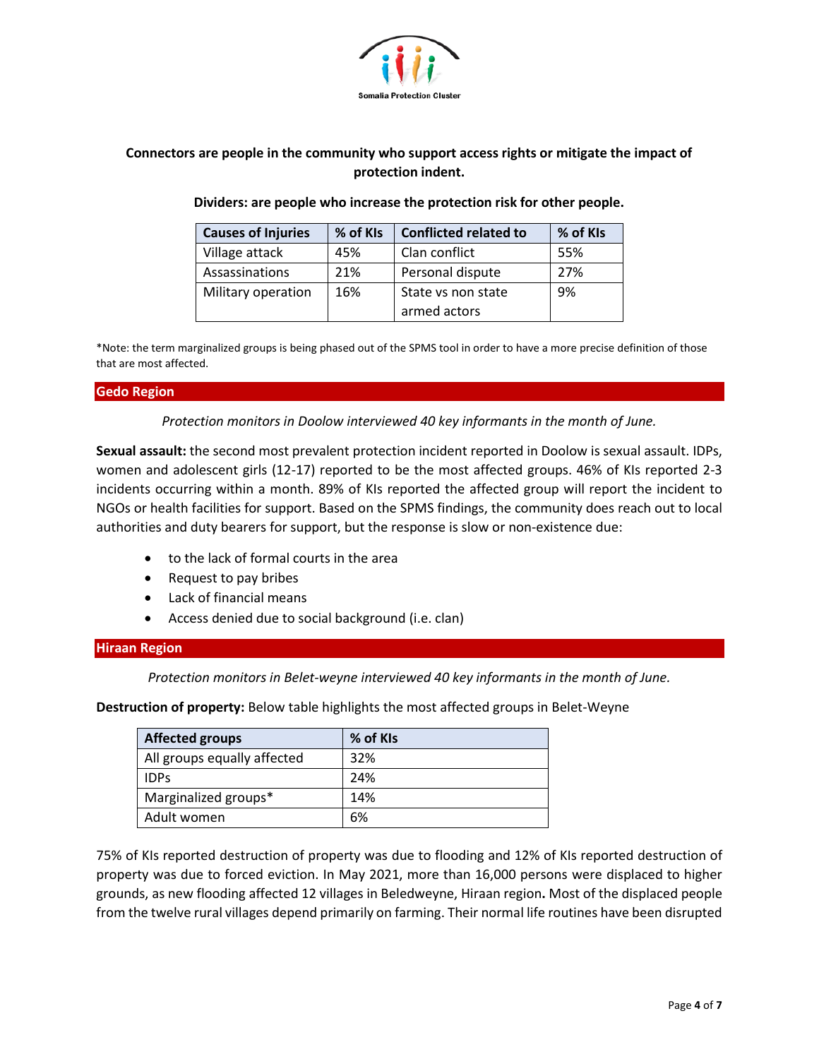**Connectors are people in the community who support access rights or mitigate the impact of protection indent.**

**Dividers: are people who increase the protection risk for other people.**

| Causes of Injuries | % of KIs | Conflicted related to | % of KIs |
|---|---|---|---|
| Village attack | 45% | Clan conflict | 55% |
| Assassinations | 21% | Personal dispute | 27% |
| Military operation | 16% | State vs non state armed actors | 9% |

*Note: the term marginalized groups is being phased out of the SPMS tool in order to have a more precise definition of those that are most affected.

## Gedo Region

*Protection monitors in Doolow interviewed 40 key informants in the month of June.*

**Sexual assault:** the second most prevalent protection incident reported in Doolow is sexual assault. IDPs, women and adolescent girls (12-17) reported to be the most affected groups. 46% of KIs reported 2-3 incidents occurring within a month. 89% of KIs reported the affected group will report the incident to NGOs or health facilities for support. Based on the SPMS findings, the community does reach out to local authorities and duty bearers for support, but the response is slow or non-existence due:

- to the lack of formal courts in the area
- Request to pay bribes
- Lack of financial means
- Access denied due to social background (i.e. clan)

## Hiraan Region

*Protection monitors in Belet-weyne interviewed 40 key informants in the month of June.*

**Destruction of property:** Below table highlights the most affected groups in Belet-Weyne

| Affected groups | % of KIs |
|---|---|
| All groups equally affected | 32% |
| IDPs | 24% |
| Marginalized groups* | 14% |
| Adult women | 6% |

75% of KIs reported destruction of property was due to flooding and 12% of KIs reported destruction of property was due to forced eviction. In May 2021, more than 16,000 persons were displaced to higher grounds, as new flooding affected 12 villages in Beledweyne, Hiraan region**.** Most of the displaced people from the twelve rural villages depend primarily on farming. Their normal life routines have been disrupted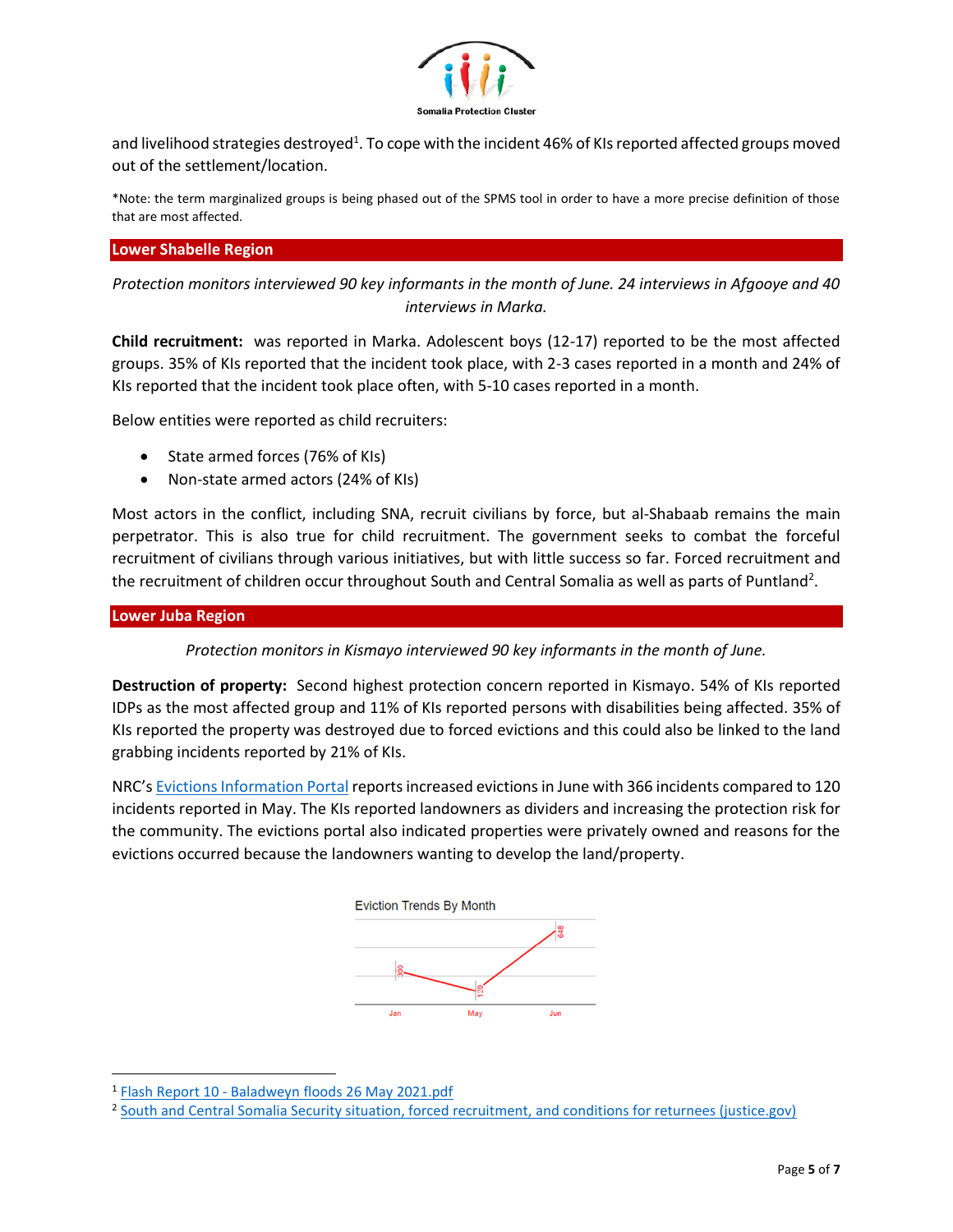and livelihood strategies destroyed[1]. To cope with the incident 46% of KIs reported affected groups moved out of the settlement/location.

*Note: the term marginalized groups is being phased out of the SPMS tool in order to have a more precise definition of those that are most affected.

## Lower Shabelle Region

*Protection monitors interviewed 90 key informants in the month of June. 24 interviews in Afgooye and 40 interviews in Marka.*

**Child recruitment:** was reported in Marka. Adolescent boys (12-17) reported to be the most affected groups. 35% of KIs reported that the incident took place, with 2-3 cases reported in a month and 24% of KIs reported that the incident took place often, with 5-10 cases reported in a month.

Below entities were reported as child recruiters:

- State armed forces (76% of KIs)
- Non-state armed actors (24% of KIs)

Most actors in the conflict, including SNA, recruit civilians by force, but al-Shabaab remains the main perpetrator. This is also true for child recruitment. The government seeks to combat the forceful recruitment of civilians through various initiatives, but with little success so far. Forced recruitment and the recruitment of children occur throughout South and Central Somalia as well as parts of Puntland[2].

## Lower Juba Region

*Protection monitors in Kismayo interviewed 90 key informants in the month of June.*

**Destruction of property:** Second highest protection concern reported in Kismayo. 54% of KIs reported IDPs as the most affected group and 11% of KIs reported persons with disabilities being affected. 35% of KIs reported the property was destroyed due to forced evictions and this could also be linked to the land grabbing incidents reported by 21% of KIs.

NRC's Evictions Information Portal reports increased evictions in June with 366 incidents compared to 120 incidents reported in May. The KIs reported landowners as dividers and increasing the protection risk for the community. The evictions portal also indicated properties were privately owned and reasons for the evictions occurred because the landowners wanting to develop the land/property.

Eviction Trends By Month

| Month | Evictions |
|---|---|
| Jan | 300 |
| May | 120 |
| Jun | 648 |

---

[1] Flash Report 10 - Baladweyn floods 26 May 2021.pdf

[2] South and Central Somalia Security situation, forced recruitment, and conditions for returnees (justice.gov)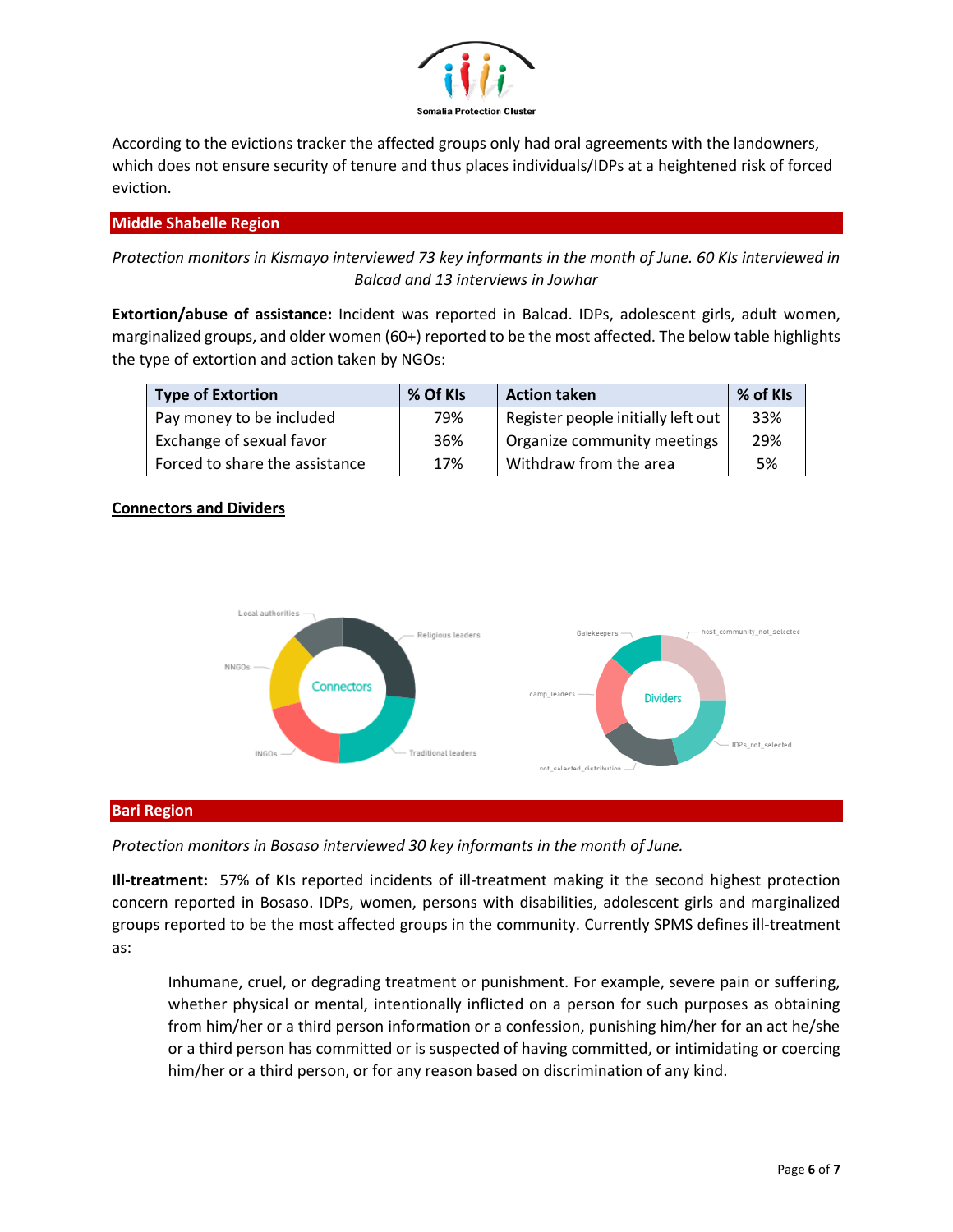According to the evictions tracker the affected groups only had oral agreements with the landowners, which does not ensure security of tenure and thus places individuals/IDPs at a heightened risk of forced eviction.

## Middle Shabelle Region

*Protection monitors in Kismayo interviewed 73 key informants in the month of June. 60 KIs interviewed in Balcad and 13 interviews in Jowhar*

**Extortion/abuse of assistance:** Incident was reported in Balcad. IDPs, adolescent girls, adult women, marginalized groups, and older women (60+) reported to be the most affected. The below table highlights the type of extortion and action taken by NGOs:

| Type of Extortion | % Of KIs | Action taken | % of KIs |
|---|---|---|---|
| Pay money to be included | 79% | Register people initially left out | 33% |
| Exchange of sexual favor | 36% | Organize community meetings | 29% |
| Forced to share the assistance | 17% | Withdraw from the area | 5% |

**Connectors and Dividers**

Connectors: Local authorities, Religious leaders, NNGOs, INGOs, Traditional leaders

Dividers: Gatekeepers, host_community_not_selected, camp_leaders, IDPs_not_selected, not_selected_distribution

## Bari Region

*Protection monitors in Bosaso interviewed 30 key informants in the month of June.*

**Ill-treatment:** 57% of KIs reported incidents of ill-treatment making it the second highest protection concern reported in Bosaso. IDPs, women, persons with disabilities, adolescent girls and marginalized groups reported to be the most affected groups in the community. Currently SPMS defines ill-treatment as:

> Inhumane, cruel, or degrading treatment or punishment. For example, severe pain or suffering, whether physical or mental, intentionally inflicted on a person for such purposes as obtaining from him/her or a third person information or a confession, punishing him/her for an act he/she or a third person has committed or is suspected of having committed, or intimidating or coercing him/her or a third person, or for any reason based on discrimination of any kind.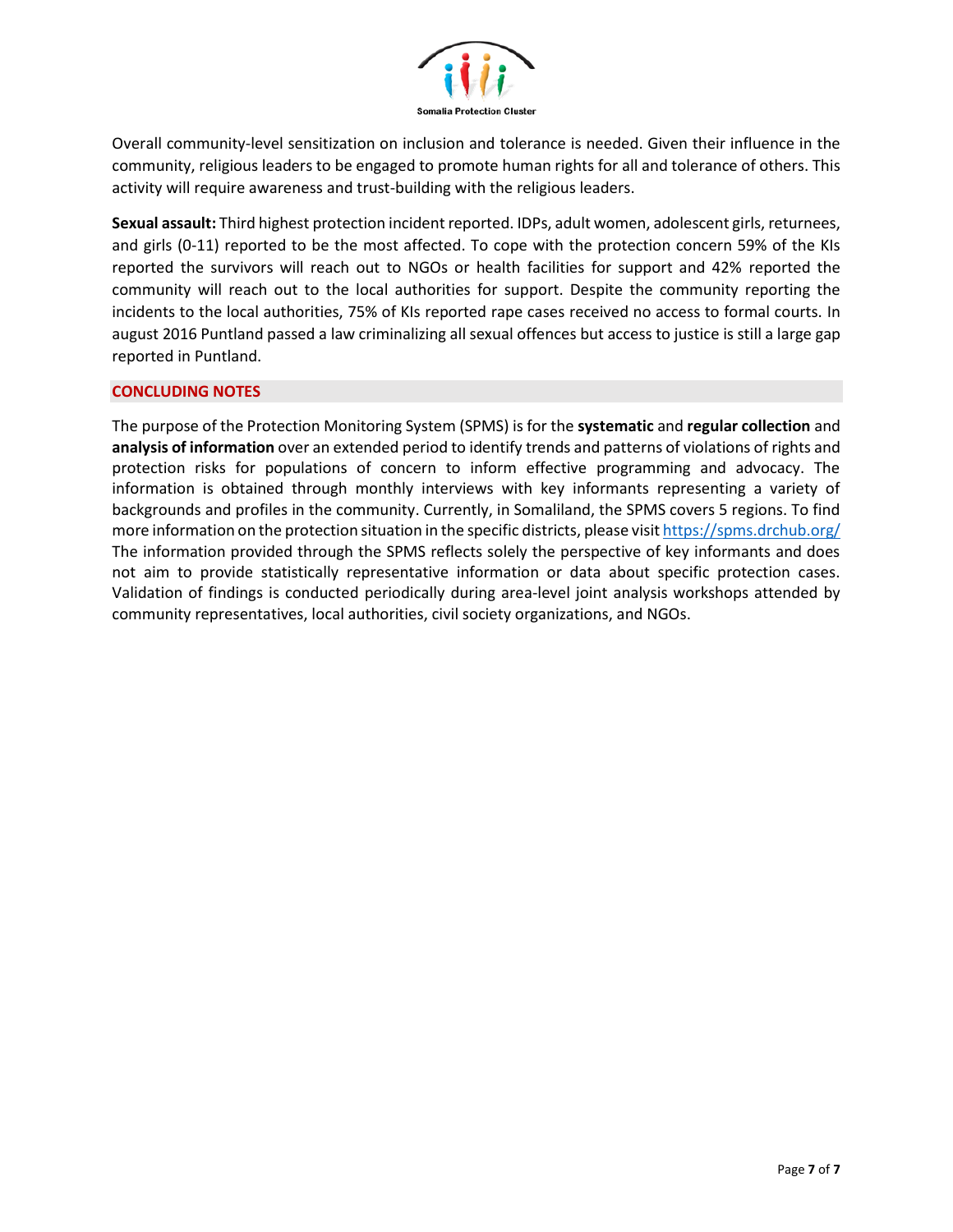Overall community-level sensitization on inclusion and tolerance is needed. Given their influence in the community, religious leaders to be engaged to promote human rights for all and tolerance of others. This activity will require awareness and trust-building with the religious leaders.

**Sexual assault:** Third highest protection incident reported. IDPs, adult women, adolescent girls, returnees, and girls (0-11) reported to be the most affected. To cope with the protection concern 59% of the KIs reported the survivors will reach out to NGOs or health facilities for support and 42% reported the community will reach out to the local authorities for support. Despite the community reporting the incidents to the local authorities, 75% of KIs reported rape cases received no access to formal courts. In august 2016 Puntland passed a law criminalizing all sexual offences but access to justice is still a large gap reported in Puntland.

## CONCLUDING NOTES

The purpose of the Protection Monitoring System (SPMS) is for the **systematic** and **regular collection** and **analysis of information** over an extended period to identify trends and patterns of violations of rights and protection risks for populations of concern to inform effective programming and advocacy. The information is obtained through monthly interviews with key informants representing a variety of backgrounds and profiles in the community. Currently, in Somaliland, the SPMS covers 5 regions. To find more information on the protection situation in the specific districts, please visit https://spms.drchub.org/ The information provided through the SPMS reflects solely the perspective of key informants and does not aim to provide statistically representative information or data about specific protection cases. Validation of findings is conducted periodically during area-level joint analysis workshops attended by community representatives, local authorities, civil society organizations, and NGOs.